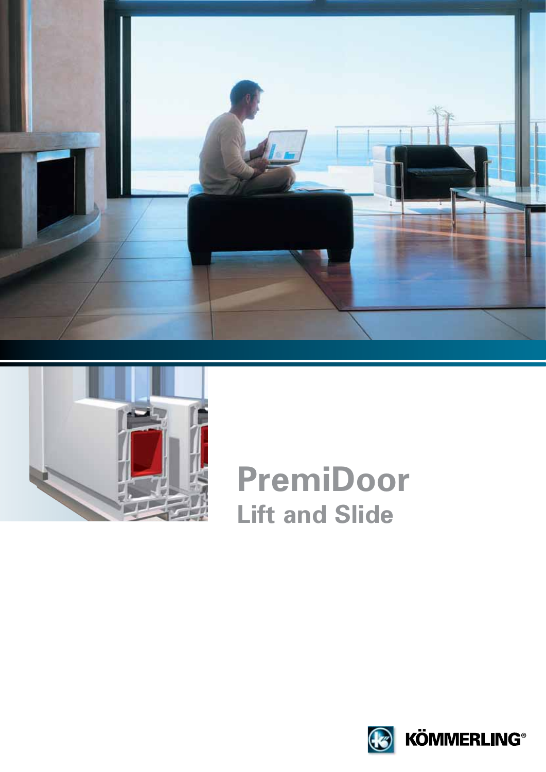# PremiDoor

## Lift and Slide

KÖMMERLING®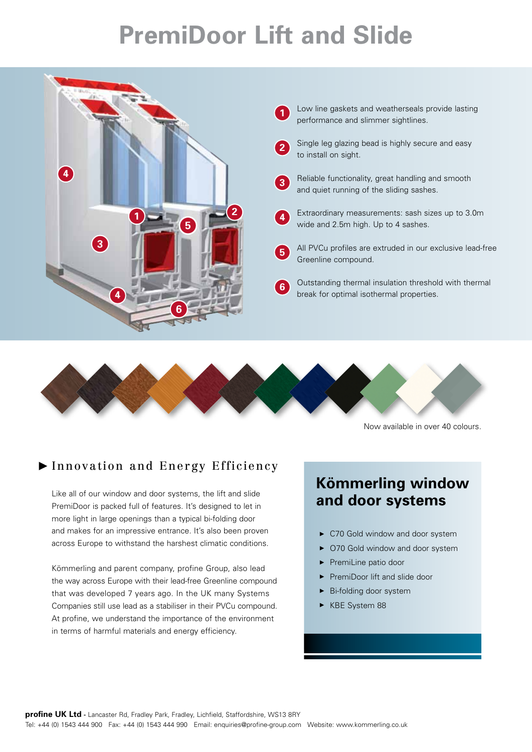# PremiDoor Lift and Slide

1. Low line gaskets and weatherseals provide lasting performance and slimmer sightlines.
2. Single leg glazing bead is highly secure and easy to install on sight.
3. Reliable functionality, great handling and smooth and quiet running of the sliding sashes.
4. Extraordinary measurements: sash sizes up to 3.0m wide and 2.5m high. Up to 4 sashes.
5. All PVCu profiles are extruded in our exclusive lead-free Greenline compound.
6. Outstanding thermal insulation threshold with thermal break for optimal isothermal properties.

Now available in over 40 colours.

## ▶ Innovation and Energy Efficiency

Like all of our window and door systems, the lift and slide PremiDoor is packed full of features. It's designed to let in more light in large openings than a typical bi-folding door and makes for an impressive entrance. It's also been proven across Europe to withstand the harshest climatic conditions.

Kömmerling and parent company, profine Group, also lead the way across Europe with their lead-free Greenline compound that was developed 7 years ago. In the UK many Systems Companies still use lead as a stabiliser in their PVCu compound. At profine, we understand the importance of the environment in terms of harmful materials and energy efficiency.

## Kömmerling window and door systems

- C70 Gold window and door system
- O70 Gold window and door system
- PremiLine patio door
- PremiDoor lift and slide door
- Bi-folding door system
- KBE System 88

**profine UK Ltd** - Lancaster Rd, Fradley Park, Fradley, Lichfield, Staffordshire, WS13 8RY
Tel: +44 (0) 1543 444 900 Fax: +44 (0) 1543 444 990 Email: enquiries@profine-group.com Website: www.kommerling.co.uk